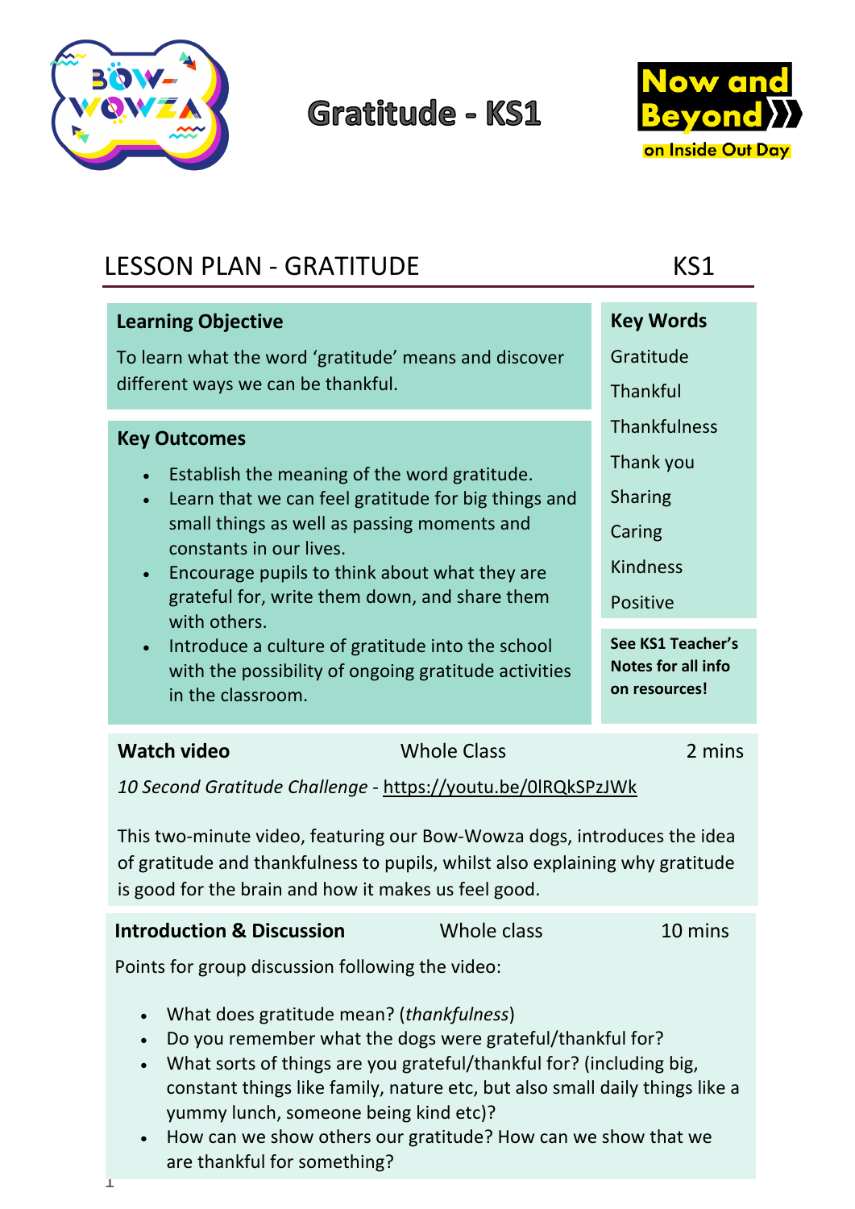# Gratitude - KS1

Now and Beyond on Inside Out Day

## LESSON PLAN - GRATITUDE KS1

### Learning Objective

To learn what the word 'gratitude' means and discover different ways we can be thankful.

### Key Outcomes

- Establish the meaning of the word gratitude.
- Learn that we can feel gratitude for big things and small things as well as passing moments and constants in our lives.
- Encourage pupils to think about what they are grateful for, write them down, and share them with others.
- Introduce a culture of gratitude into the school with the possibility of ongoing gratitude activities in the classroom.

### Key Words

Gratitude
Thankful
Thankfulness
Thank you
Sharing
Caring
Kindness
Positive

**See KS1 Teacher's Notes for all info on resources!**

---

**Watch video** | Whole Class | 2 mins

*10 Second Gratitude Challenge* - https://youtu.be/0lRQkSPzJWk

This two-minute video, featuring our Bow-Wowza dogs, introduces the idea of gratitude and thankfulness to pupils, whilst also explaining why gratitude is good for the brain and how it makes us feel good.

---

**Introduction & Discussion** | Whole class | 10 mins

Points for group discussion following the video:

- What does gratitude mean? (*thankfulness*)
- Do you remember what the dogs were grateful/thankful for?
- What sorts of things are you grateful/thankful for? (including big, constant things like family, nature etc, but also small daily things like a yummy lunch, someone being kind etc)?
- How can we show others our gratitude? How can we show that we are thankful for something?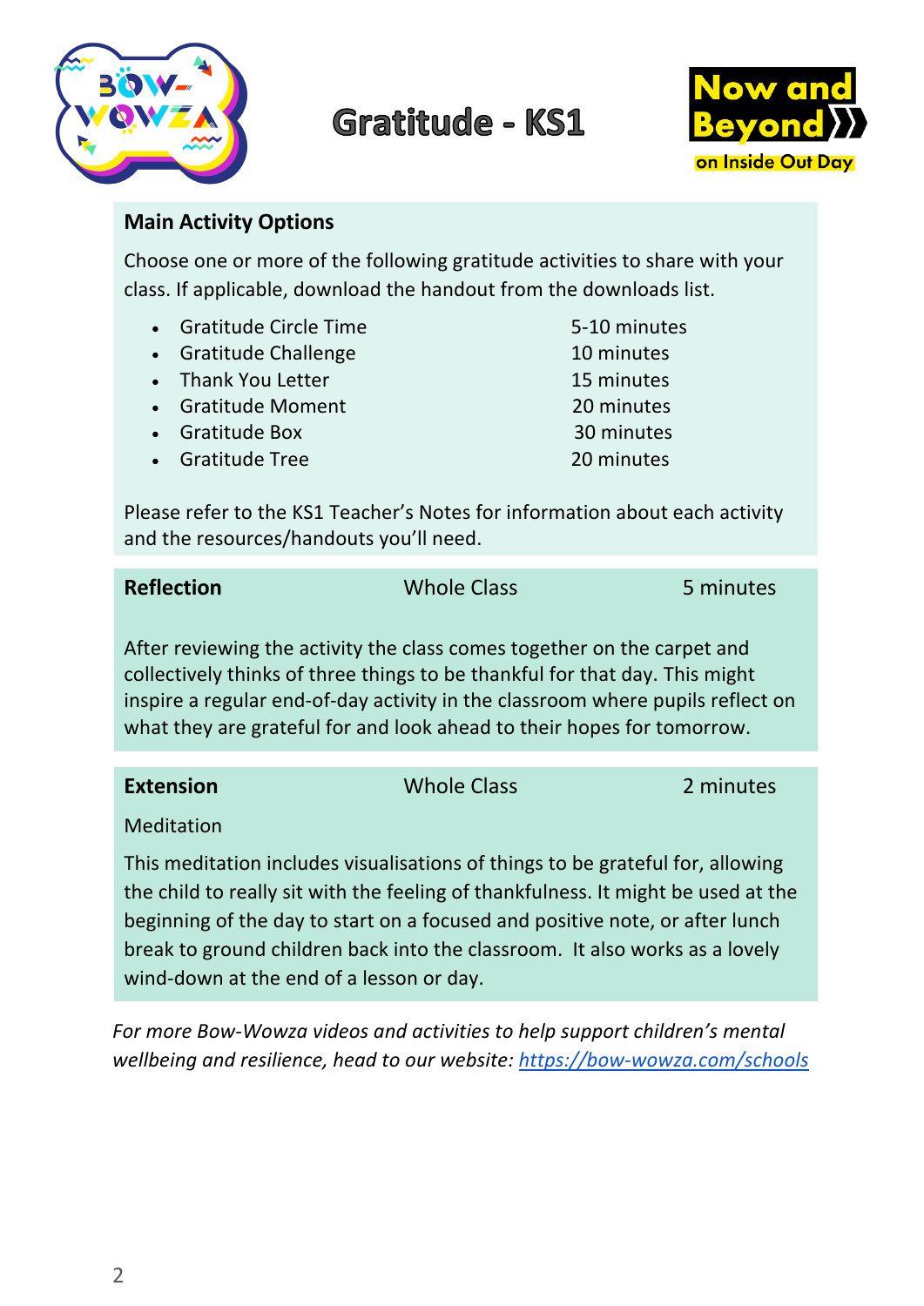# Gratitude - KS1

**Now and Beyond**
on Inside Out Day

**Main Activity Options**

Choose one or more of the following gratitude activities to share with your class. If applicable, download the handout from the downloads list.

| | |
|---|---|
| • Gratitude Circle Time | 5-10 minutes |
| • Gratitude Challenge | 10 minutes |
| • Thank You Letter | 15 minutes |
| • Gratitude Moment | 20 minutes |
| • Gratitude Box | 30 minutes |
| • Gratitude Tree | 20 minutes |

Please refer to the KS1 Teacher's Notes for information about each activity and the resources/handouts you'll need.

| **Reflection** | Whole Class | 5 minutes |
|---|---|---|

After reviewing the activity the class comes together on the carpet and collectively thinks of three things to be thankful for that day. This might inspire a regular end-of-day activity in the classroom where pupils reflect on what they are grateful for and look ahead to their hopes for tomorrow.

| **Extension** | Whole Class | 2 minutes |
|---|---|---|

Meditation

This meditation includes visualisations of things to be grateful for, allowing the child to really sit with the feeling of thankfulness. It might be used at the beginning of the day to start on a focused and positive note, or after lunch break to ground children back into the classroom. It also works as a lovely wind-down at the end of a lesson or day.

*For more Bow-Wowza videos and activities to help support children's mental wellbeing and resilience, head to our website: [https://bow-wowza.com/schools](https://bow-wowza.com/schools)*